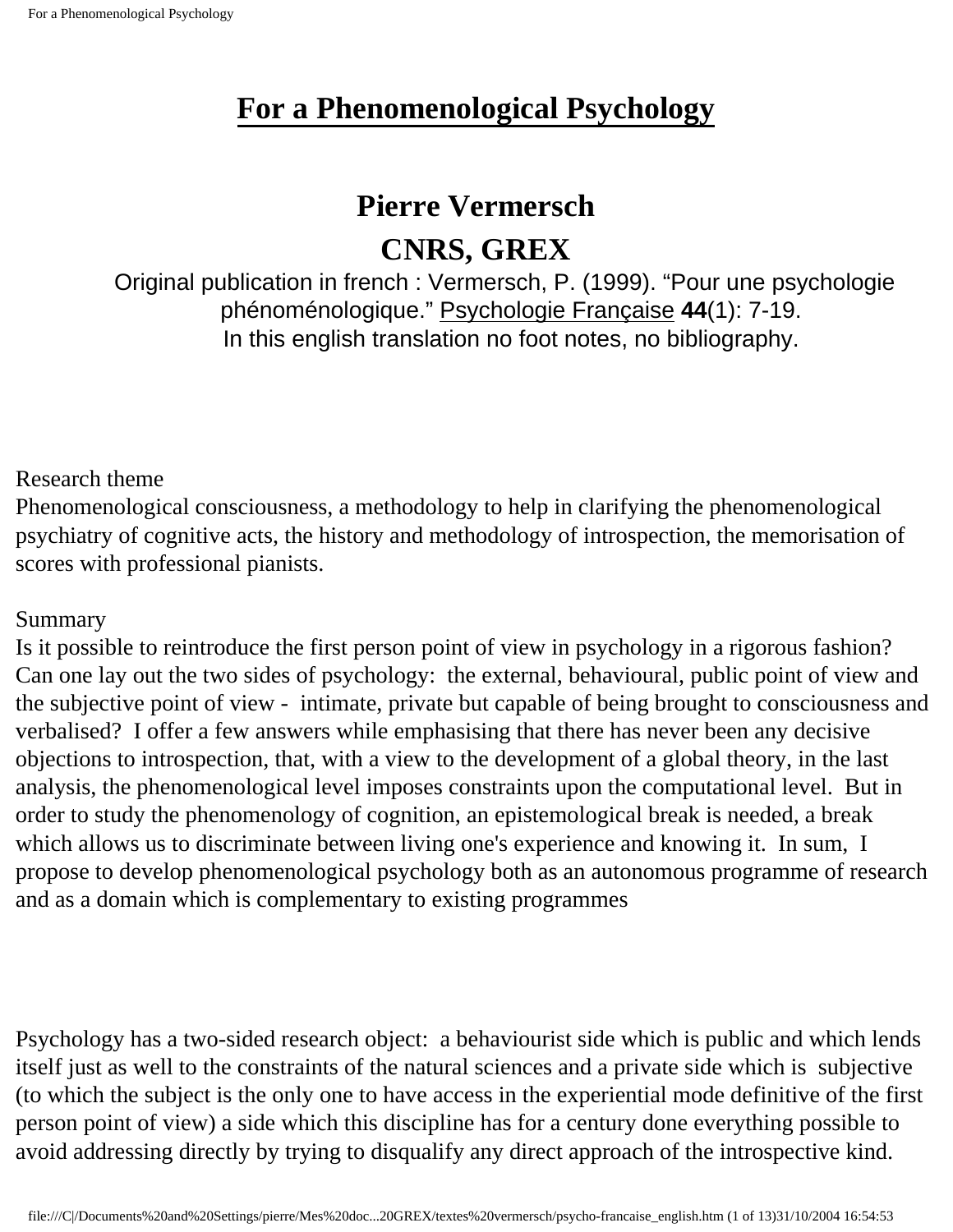# For a Phenomenological Psychology

**Pierre Vermersch**

**CNRS, GREX**

Original publication in french : Vermersch, P. (1999). “Pour une psychologie phénoménologique.” Psychologie Française **44**(1): 7-19.
In this english translation no foot notes, no bibliography.

Research theme

Phenomenological consciousness, a methodology to help in clarifying the phenomenological psychiatry of cognitive acts, the history and methodology of introspection, the memorisation of scores with professional pianists.

Summary

Is it possible to reintroduce the first person point of view in psychology in a rigorous fashion? Can one lay out the two sides of psychology: the external, behavioural, public point of view and the subjective point of view - intimate, private but capable of being brought to consciousness and verbalised? I offer a few answers while emphasising that there has never been any decisive objections to introspection, that, with a view to the development of a global theory, in the last analysis, the phenomenological level imposes constraints upon the computational level. But in order to study the phenomenology of cognition, an epistemological break is needed, a break which allows us to discriminate between living one's experience and knowing it. In sum, I propose to develop phenomenological psychology both as an autonomous programme of research and as a domain which is complementary to existing programmes

Psychology has a two-sided research object: a behaviourist side which is public and which lends itself just as well to the constraints of the natural sciences and a private side which is subjective (to which the subject is the only one to have access in the experiential mode definitive of the first person point of view) a side which this discipline has for a century done everything possible to avoid addressing directly by trying to disqualify any direct approach of the introspective kind.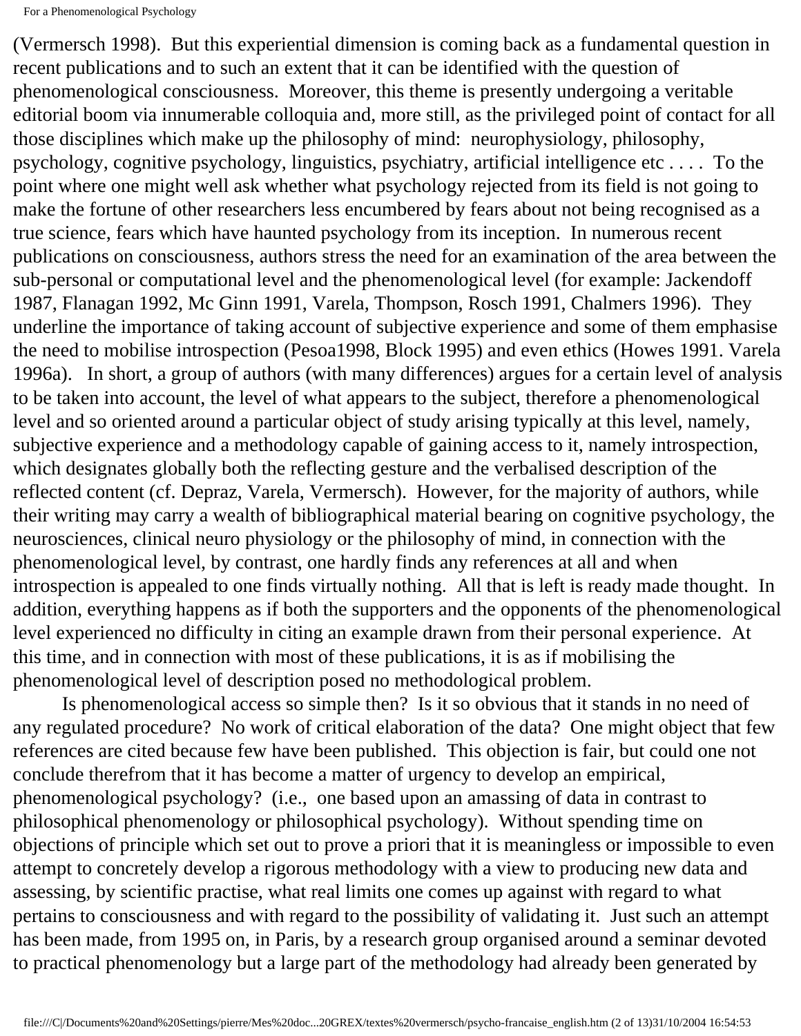(Vermersch 1998). But this experiential dimension is coming back as a fundamental question in recent publications and to such an extent that it can be identified with the question of phenomenological consciousness. Moreover, this theme is presently undergoing a veritable editorial boom via innumerable colloquia and, more still, as the privileged point of contact for all those disciplines which make up the philosophy of mind: neurophysiology, philosophy, psychology, cognitive psychology, linguistics, psychiatry, artificial intelligence etc . . . . To the point where one might well ask whether what psychology rejected from its field is not going to make the fortune of other researchers less encumbered by fears about not being recognised as a true science, fears which have haunted psychology from its inception. In numerous recent publications on consciousness, authors stress the need for an examination of the area between the sub-personal or computational level and the phenomenological level (for example: Jackendoff 1987, Flanagan 1992, Mc Ginn 1991, Varela, Thompson, Rosch 1991, Chalmers 1996). They underline the importance of taking account of subjective experience and some of them emphasise the need to mobilise introspection (Pesoa1998, Block 1995) and even ethics (Howes 1991. Varela 1996a). In short, a group of authors (with many differences) argues for a certain level of analysis to be taken into account, the level of what appears to the subject, therefore a phenomenological level and so oriented around a particular object of study arising typically at this level, namely, subjective experience and a methodology capable of gaining access to it, namely introspection, which designates globally both the reflecting gesture and the verbalised description of the reflected content (cf. Depraz, Varela, Vermersch). However, for the majority of authors, while their writing may carry a wealth of bibliographical material bearing on cognitive psychology, the neurosciences, clinical neuro physiology or the philosophy of mind, in connection with the phenomenological level, by contrast, one hardly finds any references at all and when introspection is appealed to one finds virtually nothing. All that is left is ready made thought. In addition, everything happens as if both the supporters and the opponents of the phenomenological level experienced no difficulty in citing an example drawn from their personal experience. At this time, and in connection with most of these publications, it is as if mobilising the phenomenological level of description posed no methodological problem.

Is phenomenological access so simple then? Is it so obvious that it stands in no need of any regulated procedure? No work of critical elaboration of the data? One might object that few references are cited because few have been published. This objection is fair, but could one not conclude therefrom that it has become a matter of urgency to develop an empirical, phenomenological psychology? (i.e., one based upon an amassing of data in contrast to philosophical phenomenology or philosophical psychology). Without spending time on objections of principle which set out to prove a priori that it is meaningless or impossible to even attempt to concretely develop a rigorous methodology with a view to producing new data and assessing, by scientific practise, what real limits one comes up against with regard to what pertains to consciousness and with regard to the possibility of validating it. Just such an attempt has been made, from 1995 on, in Paris, by a research group organised around a seminar devoted to practical phenomenology but a large part of the methodology had already been generated by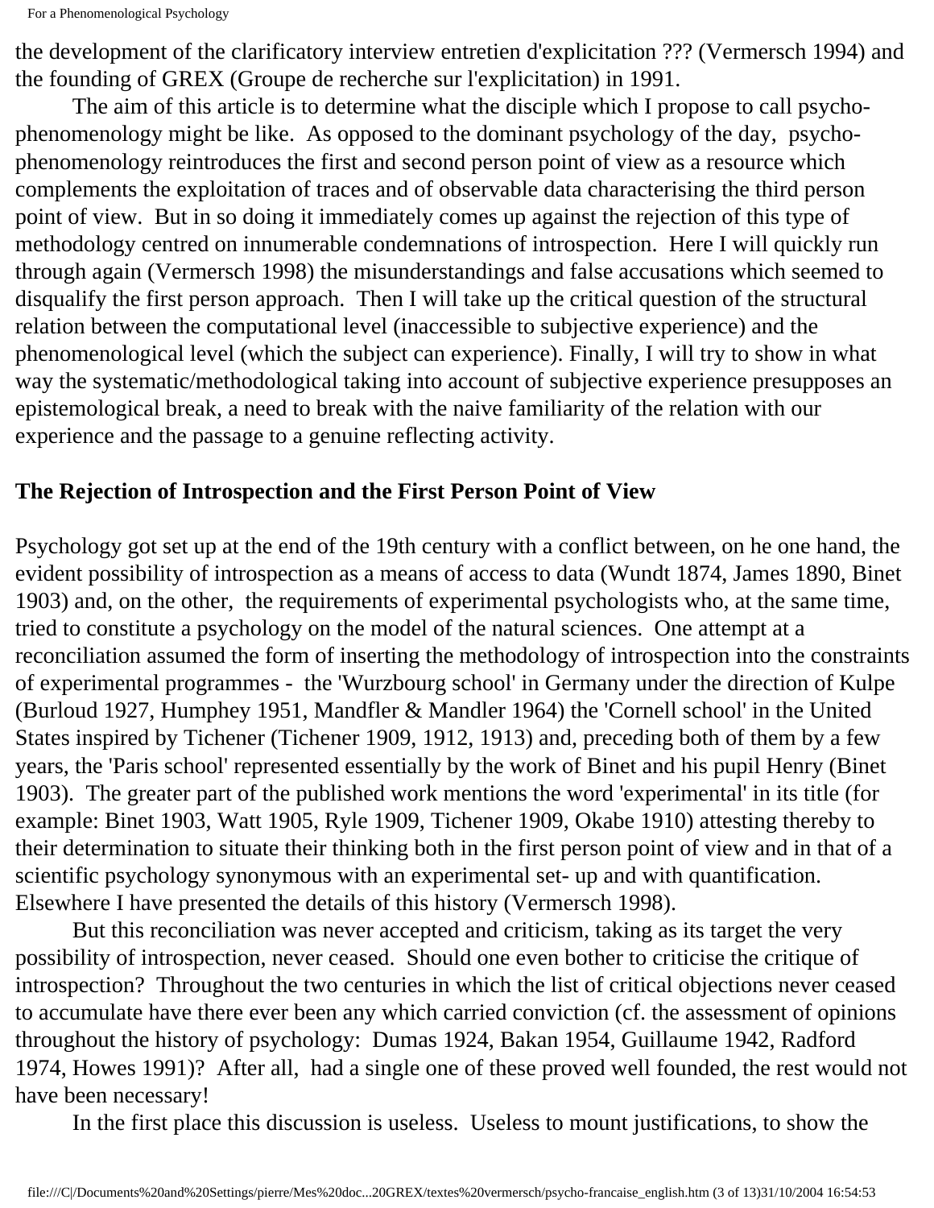the development of the clarificatory interview entretien d'explicitation ??? (Vermersch 1994) and the founding of GREX (Groupe de recherche sur l'explicitation) in 1991.

The aim of this article is to determine what the disciple which I propose to call psycho-phenomenology might be like. As opposed to the dominant psychology of the day, psycho-phenomenology reintroduces the first and second person point of view as a resource which complements the exploitation of traces and of observable data characterising the third person point of view. But in so doing it immediately comes up against the rejection of this type of methodology centred on innumerable condemnations of introspection. Here I will quickly run through again (Vermersch 1998) the misunderstandings and false accusations which seemed to disqualify the first person approach. Then I will take up the critical question of the structural relation between the computational level (inaccessible to subjective experience) and the phenomenological level (which the subject can experience). Finally, I will try to show in what way the systematic/methodological taking into account of subjective experience presupposes an epistemological break, a need to break with the naive familiarity of the relation with our experience and the passage to a genuine reflecting activity.

## The Rejection of Introspection and the First Person Point of View

Psychology got set up at the end of the 19th century with a conflict between, on he one hand, the evident possibility of introspection as a means of access to data (Wundt 1874, James 1890, Binet 1903) and, on the other, the requirements of experimental psychologists who, at the same time, tried to constitute a psychology on the model of the natural sciences. One attempt at a reconciliation assumed the form of inserting the methodology of introspection into the constraints of experimental programmes - the 'Wurzbourg school' in Germany under the direction of Kulpe (Burloud 1927, Humphey 1951, Mandfler & Mandler 1964) the 'Cornell school' in the United States inspired by Tichener (Tichener 1909, 1912, 1913) and, preceding both of them by a few years, the 'Paris school' represented essentially by the work of Binet and his pupil Henry (Binet 1903). The greater part of the published work mentions the word 'experimental' in its title (for example: Binet 1903, Watt 1905, Ryle 1909, Tichener 1909, Okabe 1910) attesting thereby to their determination to situate their thinking both in the first person point of view and in that of a scientific psychology synonymous with an experimental set- up and with quantification. Elsewhere I have presented the details of this history (Vermersch 1998).

But this reconciliation was never accepted and criticism, taking as its target the very possibility of introspection, never ceased. Should one even bother to criticise the critique of introspection? Throughout the two centuries in which the list of critical objections never ceased to accumulate have there ever been any which carried conviction (cf. the assessment of opinions throughout the history of psychology: Dumas 1924, Bakan 1954, Guillaume 1942, Radford 1974, Howes 1991)? After all, had a single one of these proved well founded, the rest would not have been necessary!

In the first place this discussion is useless. Useless to mount justifications, to show the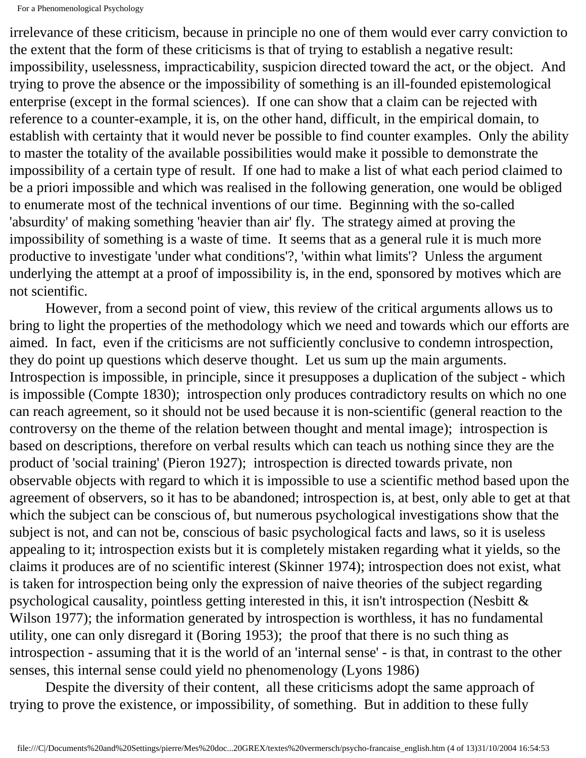irrelevance of these criticism, because in principle no one of them would ever carry conviction to the extent that the form of these criticisms is that of trying to establish a negative result: impossibility, uselessness, impracticability, suspicion directed toward the act, or the object. And trying to prove the absence or the impossibility of something is an ill-founded epistemological enterprise (except in the formal sciences). If one can show that a claim can be rejected with reference to a counter-example, it is, on the other hand, difficult, in the empirical domain, to establish with certainty that it would never be possible to find counter examples. Only the ability to master the totality of the available possibilities would make it possible to demonstrate the impossibility of a certain type of result. If one had to make a list of what each period claimed to be a priori impossible and which was realised in the following generation, one would be obliged to enumerate most of the technical inventions of our time. Beginning with the so-called 'absurdity' of making something 'heavier than air' fly. The strategy aimed at proving the impossibility of something is a waste of time. It seems that as a general rule it is much more productive to investigate 'under what conditions'?, 'within what limits'? Unless the argument underlying the attempt at a proof of impossibility is, in the end, sponsored by motives which are not scientific.

However, from a second point of view, this review of the critical arguments allows us to bring to light the properties of the methodology which we need and towards which our efforts are aimed. In fact, even if the criticisms are not sufficiently conclusive to condemn introspection, they do point up questions which deserve thought. Let us sum up the main arguments. Introspection is impossible, in principle, since it presupposes a duplication of the subject - which is impossible (Compte 1830); introspection only produces contradictory results on which no one can reach agreement, so it should not be used because it is non-scientific (general reaction to the controversy on the theme of the relation between thought and mental image); introspection is based on descriptions, therefore on verbal results which can teach us nothing since they are the product of 'social training' (Pieron 1927); introspection is directed towards private, non observable objects with regard to which it is impossible to use a scientific method based upon the agreement of observers, so it has to be abandoned; introspection is, at best, only able to get at that which the subject can be conscious of, but numerous psychological investigations show that the subject is not, and can not be, conscious of basic psychological facts and laws, so it is useless appealing to it; introspection exists but it is completely mistaken regarding what it yields, so the claims it produces are of no scientific interest (Skinner 1974); introspection does not exist, what is taken for introspection being only the expression of naive theories of the subject regarding psychological causality, pointless getting interested in this, it isn't introspection (Nesbitt & Wilson 1977); the information generated by introspection is worthless, it has no fundamental utility, one can only disregard it (Boring 1953); the proof that there is no such thing as introspection - assuming that it is the world of an 'internal sense' - is that, in contrast to the other senses, this internal sense could yield no phenomenology (Lyons 1986)

Despite the diversity of their content, all these criticisms adopt the same approach of trying to prove the existence, or impossibility, of something. But in addition to these fully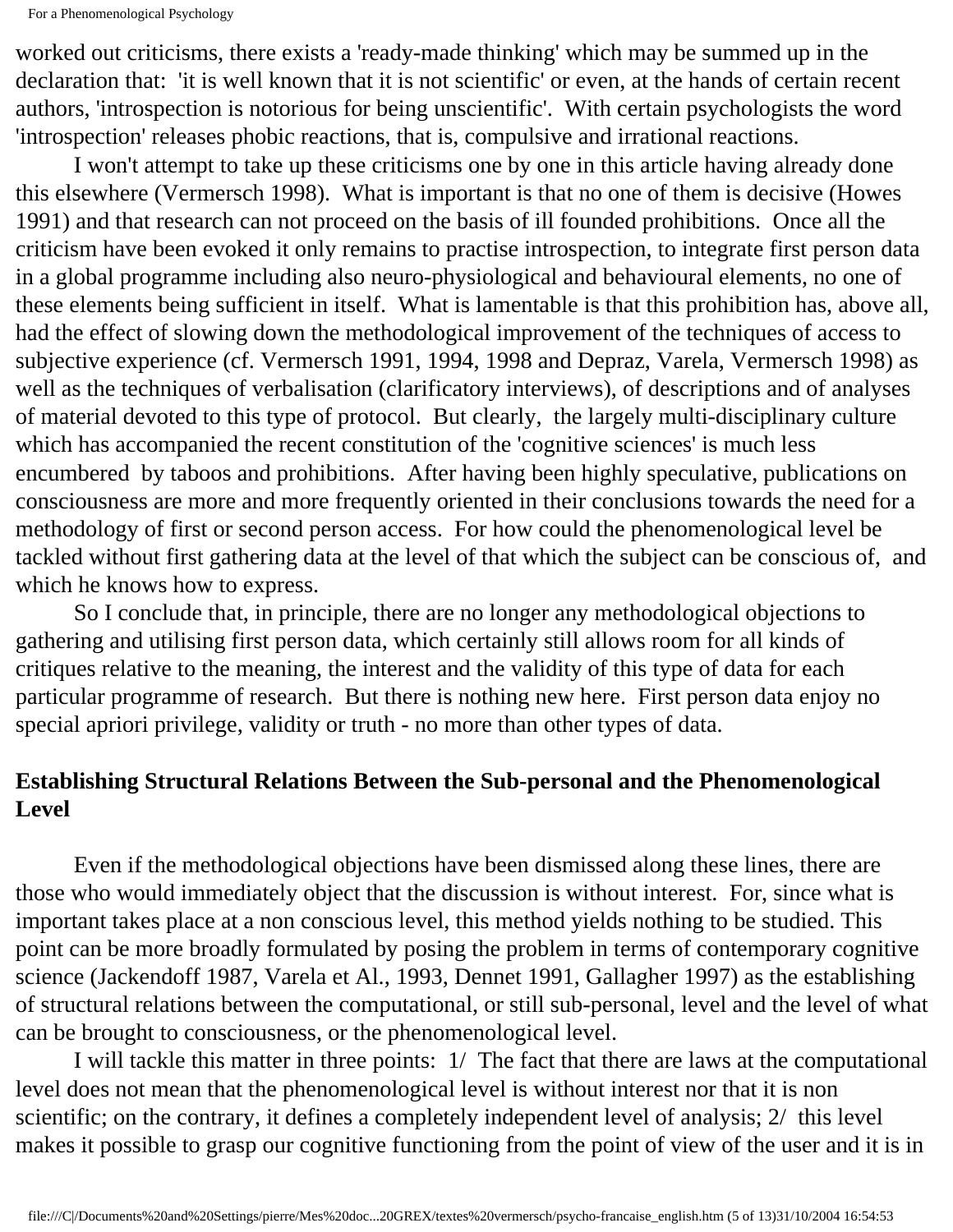worked out criticisms, there exists a 'ready-made thinking' which may be summed up in the declaration that: 'it is well known that it is not scientific' or even, at the hands of certain recent authors, 'introspection is notorious for being unscientific'. With certain psychologists the word 'introspection' releases phobic reactions, that is, compulsive and irrational reactions.

I won't attempt to take up these criticisms one by one in this article having already done this elsewhere (Vermersch 1998). What is important is that no one of them is decisive (Howes 1991) and that research can not proceed on the basis of ill founded prohibitions. Once all the criticism have been evoked it only remains to practise introspection, to integrate first person data in a global programme including also neuro-physiological and behavioural elements, no one of these elements being sufficient in itself. What is lamentable is that this prohibition has, above all, had the effect of slowing down the methodological improvement of the techniques of access to subjective experience (cf. Vermersch 1991, 1994, 1998 and Depraz, Varela, Vermersch 1998) as well as the techniques of verbalisation (clarificatory interviews), of descriptions and of analyses of material devoted to this type of protocol. But clearly, the largely multi-disciplinary culture which has accompanied the recent constitution of the 'cognitive sciences' is much less encumbered by taboos and prohibitions. After having been highly speculative, publications on consciousness are more and more frequently oriented in their conclusions towards the need for a methodology of first or second person access. For how could the phenomenological level be tackled without first gathering data at the level of that which the subject can be conscious of, and which he knows how to express.

So I conclude that, in principle, there are no longer any methodological objections to gathering and utilising first person data, which certainly still allows room for all kinds of critiques relative to the meaning, the interest and the validity of this type of data for each particular programme of research. But there is nothing new here. First person data enjoy no special apriori privilege, validity or truth - no more than other types of data.

## Establishing Structural Relations Between the Sub-personal and the Phenomenological Level

Even if the methodological objections have been dismissed along these lines, there are those who would immediately object that the discussion is without interest. For, since what is important takes place at a non conscious level, this method yields nothing to be studied. This point can be more broadly formulated by posing the problem in terms of contemporary cognitive science (Jackendoff 1987, Varela et Al., 1993, Dennet 1991, Gallagher 1997) as the establishing of structural relations between the computational, or still sub-personal, level and the level of what can be brought to consciousness, or the phenomenological level.

I will tackle this matter in three points: 1/ The fact that there are laws at the computational level does not mean that the phenomenological level is without interest nor that it is non scientific; on the contrary, it defines a completely independent level of analysis; 2/ this level makes it possible to grasp our cognitive functioning from the point of view of the user and it is in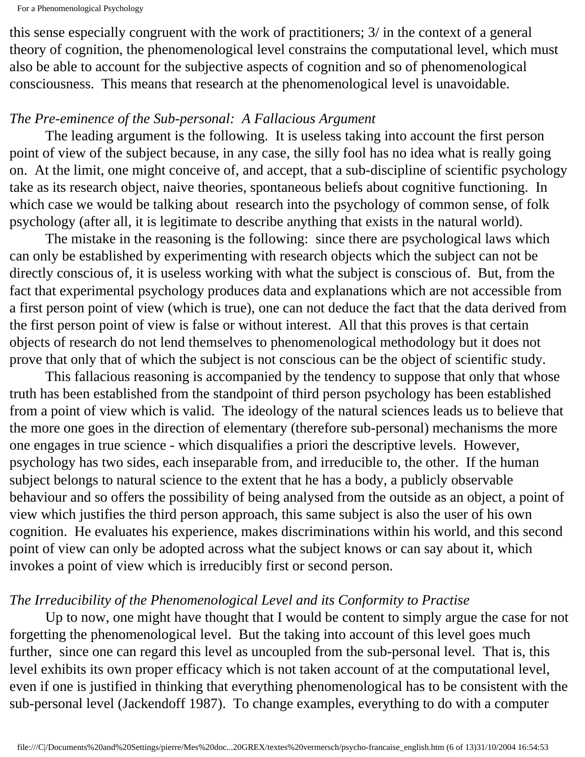this sense especially congruent with the work of practitioners; 3/ in the context of a general theory of cognition, the phenomenological level constrains the computational level, which must also be able to account for the subjective aspects of cognition and so of phenomenological consciousness. This means that research at the phenomenological level is unavoidable.

*The Pre-eminence of the Sub-personal: A Fallacious Argument*

The leading argument is the following. It is useless taking into account the first person point of view of the subject because, in any case, the silly fool has no idea what is really going on. At the limit, one might conceive of, and accept, that a sub-discipline of scientific psychology take as its research object, naive theories, spontaneous beliefs about cognitive functioning. In which case we would be talking about research into the psychology of common sense, of folk psychology (after all, it is legitimate to describe anything that exists in the natural world).

The mistake in the reasoning is the following: since there are psychological laws which can only be established by experimenting with research objects which the subject can not be directly conscious of, it is useless working with what the subject is conscious of. But, from the fact that experimental psychology produces data and explanations which are not accessible from a first person point of view (which is true), one can not deduce the fact that the data derived from the first person point of view is false or without interest. All that this proves is that certain objects of research do not lend themselves to phenomenological methodology but it does not prove that only that of which the subject is not conscious can be the object of scientific study.

This fallacious reasoning is accompanied by the tendency to suppose that only that whose truth has been established from the standpoint of third person psychology has been established from a point of view which is valid. The ideology of the natural sciences leads us to believe that the more one goes in the direction of elementary (therefore sub-personal) mechanisms the more one engages in true science - which disqualifies a priori the descriptive levels. However, psychology has two sides, each inseparable from, and irreducible to, the other. If the human subject belongs to natural science to the extent that he has a body, a publicly observable behaviour and so offers the possibility of being analysed from the outside as an object, a point of view which justifies the third person approach, this same subject is also the user of his own cognition. He evaluates his experience, makes discriminations within his world, and this second point of view can only be adopted across what the subject knows or can say about it, which invokes a point of view which is irreducibly first or second person.

*The Irreducibility of the Phenomenological Level and its Conformity to Practise*

Up to now, one might have thought that I would be content to simply argue the case for not forgetting the phenomenological level. But the taking into account of this level goes much further, since one can regard this level as uncoupled from the sub-personal level. That is, this level exhibits its own proper efficacy which is not taken account of at the computational level, even if one is justified in thinking that everything phenomenological has to be consistent with the sub-personal level (Jackendoff 1987). To change examples, everything to do with a computer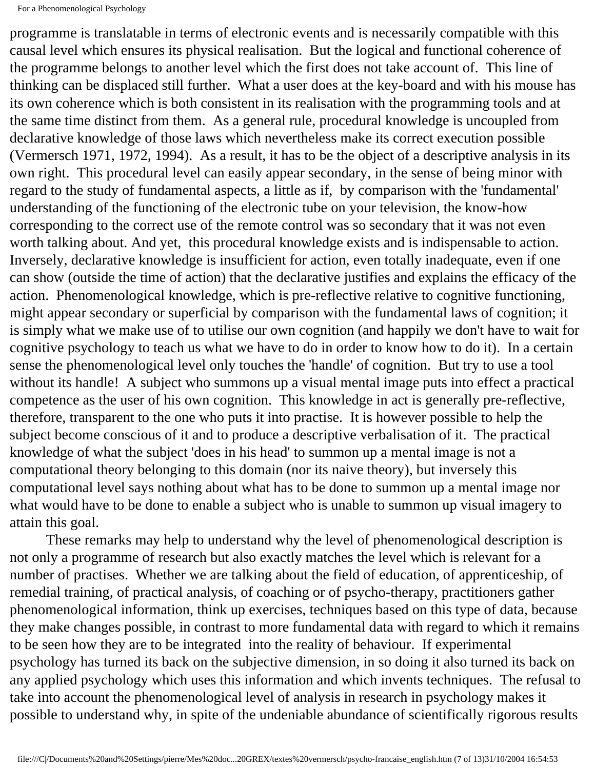programme is translatable in terms of electronic events and is necessarily compatible with this causal level which ensures its physical realisation. But the logical and functional coherence of the programme belongs to another level which the first does not take account of. This line of thinking can be displaced still further. What a user does at the key-board and with his mouse has its own coherence which is both consistent in its realisation with the programming tools and at the same time distinct from them. As a general rule, procedural knowledge is uncoupled from declarative knowledge of those laws which nevertheless make its correct execution possible (Vermersch 1971, 1972, 1994). As a result, it has to be the object of a descriptive analysis in its own right. This procedural level can easily appear secondary, in the sense of being minor with regard to the study of fundamental aspects, a little as if, by comparison with the 'fundamental' understanding of the functioning of the electronic tube on your television, the know-how corresponding to the correct use of the remote control was so secondary that it was not even worth talking about. And yet, this procedural knowledge exists and is indispensable to action. Inversely, declarative knowledge is insufficient for action, even totally inadequate, even if one can show (outside the time of action) that the declarative justifies and explains the efficacy of the action. Phenomenological knowledge, which is pre-reflective relative to cognitive functioning, might appear secondary or superficial by comparison with the fundamental laws of cognition; it is simply what we make use of to utilise our own cognition (and happily we don't have to wait for cognitive psychology to teach us what we have to do in order to know how to do it). In a certain sense the phenomenological level only touches the 'handle' of cognition. But try to use a tool without its handle! A subject who summons up a visual mental image puts into effect a practical competence as the user of his own cognition. This knowledge in act is generally pre-reflective, therefore, transparent to the one who puts it into practise. It is however possible to help the subject become conscious of it and to produce a descriptive verbalisation of it. The practical knowledge of what the subject 'does in his head' to summon up a mental image is not a computational theory belonging to this domain (nor its naive theory), but inversely this computational level says nothing about what has to be done to summon up a mental image nor what would have to be done to enable a subject who is unable to summon up visual imagery to attain this goal.

These remarks may help to understand why the level of phenomenological description is not only a programme of research but also exactly matches the level which is relevant for a number of practises. Whether we are talking about the field of education, of apprenticeship, of remedial training, of practical analysis, of coaching or of psycho-therapy, practitioners gather phenomenological information, think up exercises, techniques based on this type of data, because they make changes possible, in contrast to more fundamental data with regard to which it remains to be seen how they are to be integrated into the reality of behaviour. If experimental psychology has turned its back on the subjective dimension, in so doing it also turned its back on any applied psychology which uses this information and which invents techniques. The refusal to take into account the phenomenological level of analysis in research in psychology makes it possible to understand why, in spite of the undeniable abundance of scientifically rigorous results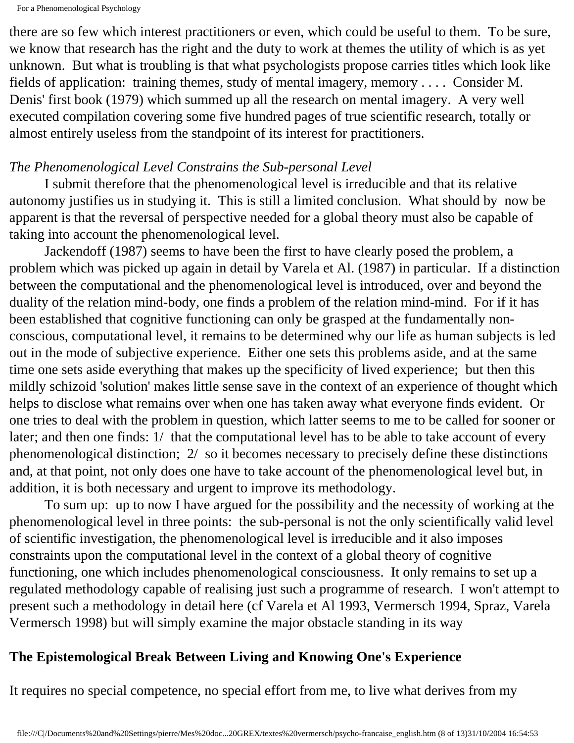there are so few which interest practitioners or even, which could be useful to them. To be sure, we know that research has the right and the duty to work at themes the utility of which is as yet unknown. But what is troubling is that what psychologists propose carries titles which look like fields of application: training themes, study of mental imagery, memory . . . . Consider M. Denis' first book (1979) which summed up all the research on mental imagery. A very well executed compilation covering some five hundred pages of true scientific research, totally or almost entirely useless from the standpoint of its interest for practitioners.

*The Phenomenological Level Constrains the Sub-personal Level*

I submit therefore that the phenomenological level is irreducible and that its relative autonomy justifies us in studying it. This is still a limited conclusion. What should by now be apparent is that the reversal of perspective needed for a global theory must also be capable of taking into account the phenomenological level.

Jackendoff (1987) seems to have been the first to have clearly posed the problem, a problem which was picked up again in detail by Varela et Al. (1987) in particular. If a distinction between the computational and the phenomenological level is introduced, over and beyond the duality of the relation mind-body, one finds a problem of the relation mind-mind. For if it has been established that cognitive functioning can only be grasped at the fundamentally non-conscious, computational level, it remains to be determined why our life as human subjects is led out in the mode of subjective experience. Either one sets this problems aside, and at the same time one sets aside everything that makes up the specificity of lived experience; but then this mildly schizoid 'solution' makes little sense save in the context of an experience of thought which helps to disclose what remains over when one has taken away what everyone finds evident. Or one tries to deal with the problem in question, which latter seems to me to be called for sooner or later; and then one finds: 1/ that the computational level has to be able to take account of every phenomenological distinction; 2/ so it becomes necessary to precisely define these distinctions and, at that point, not only does one have to take account of the phenomenological level but, in addition, it is both necessary and urgent to improve its methodology.

To sum up: up to now I have argued for the possibility and the necessity of working at the phenomenological level in three points: the sub-personal is not the only scientifically valid level of scientific investigation, the phenomenological level is irreducible and it also imposes constraints upon the computational level in the context of a global theory of cognitive functioning, one which includes phenomenological consciousness. It only remains to set up a regulated methodology capable of realising just such a programme of research. I won't attempt to present such a methodology in detail here (cf Varela et Al 1993, Vermersch 1994, Spraz, Varela Vermersch 1998) but will simply examine the major obstacle standing in its way

**The Epistemological Break Between Living and Knowing One's Experience**

It requires no special competence, no special effort from me, to live what derives from my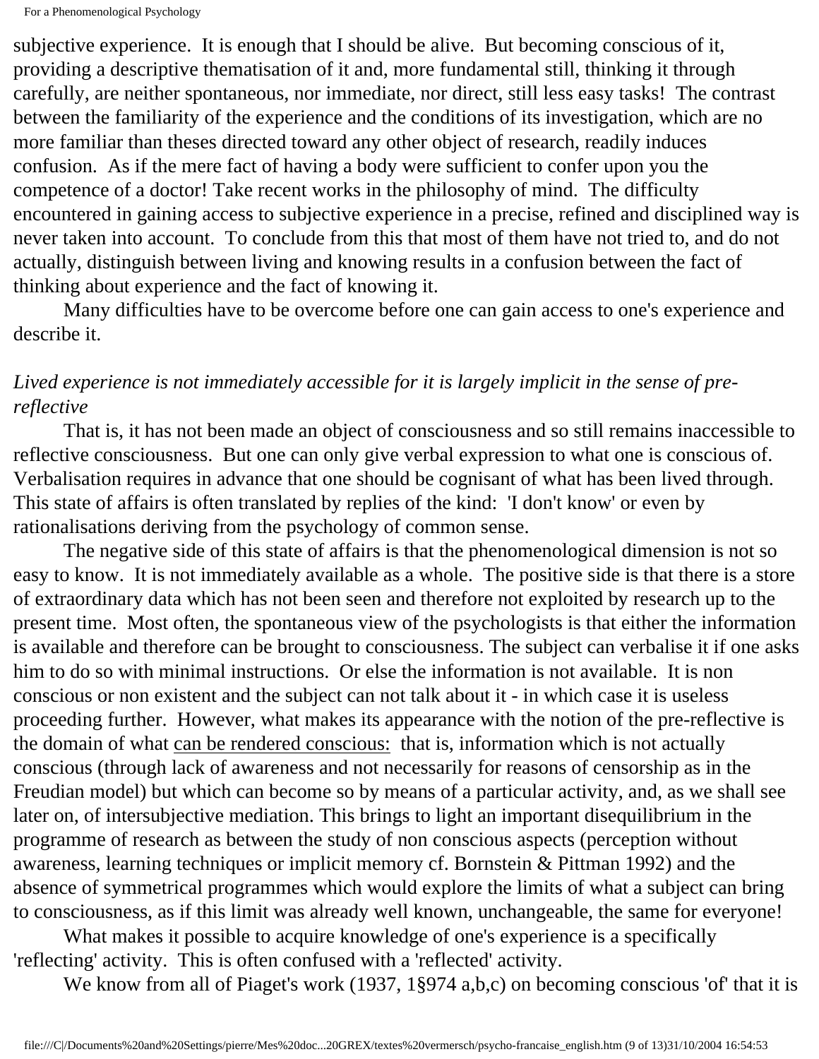subjective experience. It is enough that I should be alive. But becoming conscious of it, providing a descriptive thematisation of it and, more fundamental still, thinking it through carefully, are neither spontaneous, nor immediate, nor direct, still less easy tasks! The contrast between the familiarity of the experience and the conditions of its investigation, which are no more familiar than theses directed toward any other object of research, readily induces confusion. As if the mere fact of having a body were sufficient to confer upon you the competence of a doctor! Take recent works in the philosophy of mind. The difficulty encountered in gaining access to subjective experience in a precise, refined and disciplined way is never taken into account. To conclude from this that most of them have not tried to, and do not actually, distinguish between living and knowing results in a confusion between the fact of thinking about experience and the fact of knowing it.

Many difficulties have to be overcome before one can gain access to one's experience and describe it.

*Lived experience is not immediately accessible for it is largely implicit in the sense of pre-reflective*

That is, it has not been made an object of consciousness and so still remains inaccessible to reflective consciousness. But one can only give verbal expression to what one is conscious of. Verbalisation requires in advance that one should be cognisant of what has been lived through. This state of affairs is often translated by replies of the kind: 'I don't know' or even by rationalisations deriving from the psychology of common sense.

The negative side of this state of affairs is that the phenomenological dimension is not so easy to know. It is not immediately available as a whole. The positive side is that there is a store of extraordinary data which has not been seen and therefore not exploited by research up to the present time. Most often, the spontaneous view of the psychologists is that either the information is available and therefore can be brought to consciousness. The subject can verbalise it if one asks him to do so with minimal instructions. Or else the information is not available. It is non conscious or non existent and the subject can not talk about it - in which case it is useless proceeding further. However, what makes its appearance with the notion of the pre-reflective is the domain of what <u>can be rendered conscious:</u> that is, information which is not actually conscious (through lack of awareness and not necessarily for reasons of censorship as in the Freudian model) but which can become so by means of a particular activity, and, as we shall see later on, of intersubjective mediation. This brings to light an important disequilibrium in the programme of research as between the study of non conscious aspects (perception without awareness, learning techniques or implicit memory cf. Bornstein & Pittman 1992) and the absence of symmetrical programmes which would explore the limits of what a subject can bring to consciousness, as if this limit was already well known, unchangeable, the same for everyone!

What makes it possible to acquire knowledge of one's experience is a specifically 'reflecting' activity. This is often confused with a 'reflected' activity.

We know from all of Piaget's work (1937, 1§974 a,b,c) on becoming conscious 'of' that it is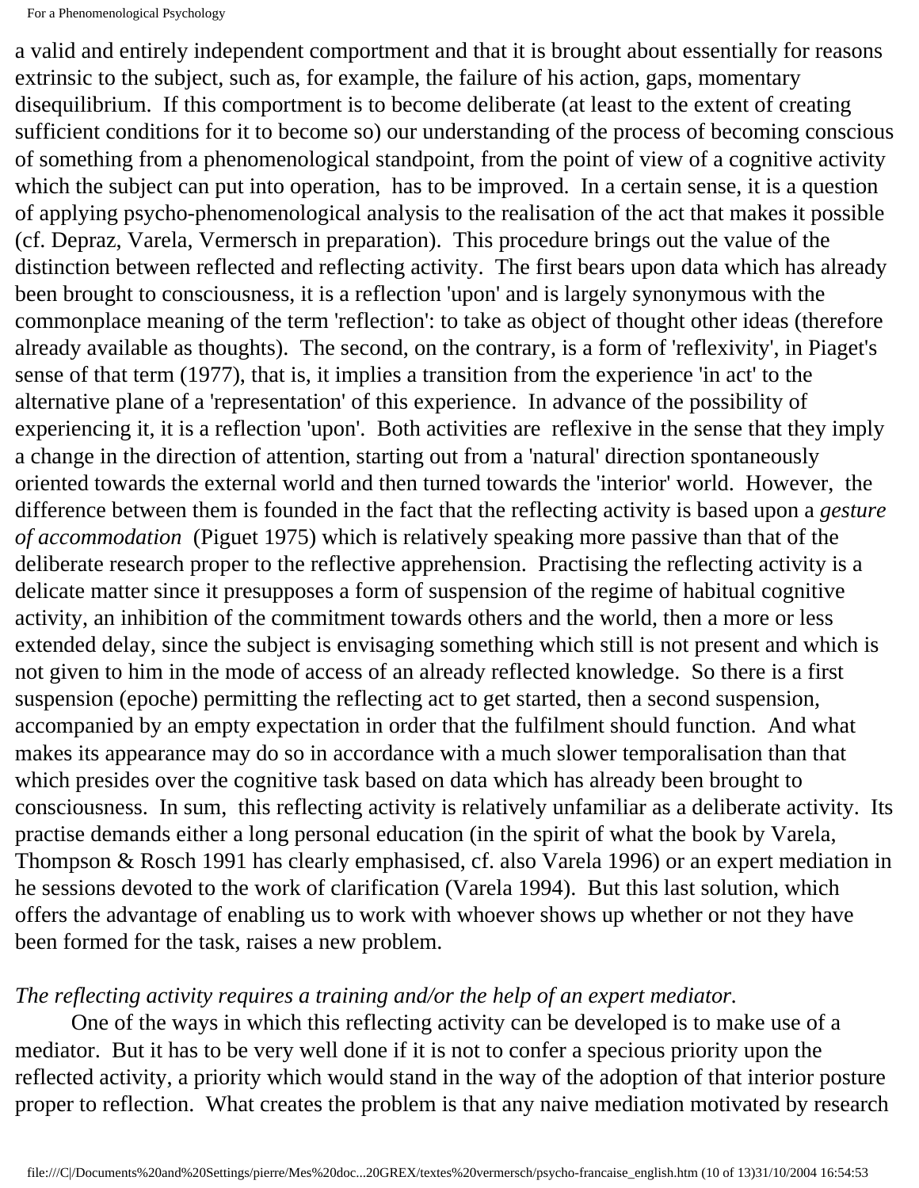a valid and entirely independent comportment and that it is brought about essentially for reasons extrinsic to the subject, such as, for example, the failure of his action, gaps, momentary disequilibrium. If this comportment is to become deliberate (at least to the extent of creating sufficient conditions for it to become so) our understanding of the process of becoming conscious of something from a phenomenological standpoint, from the point of view of a cognitive activity which the subject can put into operation, has to be improved. In a certain sense, it is a question of applying psycho-phenomenological analysis to the realisation of the act that makes it possible (cf. Depraz, Varela, Vermersch in preparation). This procedure brings out the value of the distinction between reflected and reflecting activity. The first bears upon data which has already been brought to consciousness, it is a reflection 'upon' and is largely synonymous with the commonplace meaning of the term 'reflection': to take as object of thought other ideas (therefore already available as thoughts). The second, on the contrary, is a form of 'reflexivity', in Piaget's sense of that term (1977), that is, it implies a transition from the experience 'in act' to the alternative plane of a 'representation' of this experience. In advance of the possibility of experiencing it, it is a reflection 'upon'. Both activities are reflexive in the sense that they imply a change in the direction of attention, starting out from a 'natural' direction spontaneously oriented towards the external world and then turned towards the 'interior' world. However, the difference between them is founded in the fact that the reflecting activity is based upon a *gesture of accommodation* (Piguet 1975) which is relatively speaking more passive than that of the deliberate research proper to the reflective apprehension. Practising the reflecting activity is a delicate matter since it presupposes a form of suspension of the regime of habitual cognitive activity, an inhibition of the commitment towards others and the world, then a more or less extended delay, since the subject is envisaging something which still is not present and which is not given to him in the mode of access of an already reflected knowledge. So there is a first suspension (epoche) permitting the reflecting act to get started, then a second suspension, accompanied by an empty expectation in order that the fulfilment should function. And what makes its appearance may do so in accordance with a much slower temporalisation than that which presides over the cognitive task based on data which has already been brought to consciousness. In sum, this reflecting activity is relatively unfamiliar as a deliberate activity. Its practise demands either a long personal education (in the spirit of what the book by Varela, Thompson & Rosch 1991 has clearly emphasised, cf. also Varela 1996) or an expert mediation in he sessions devoted to the work of clarification (Varela 1994). But this last solution, which offers the advantage of enabling us to work with whoever shows up whether or not they have been formed for the task, raises a new problem.

*The reflecting activity requires a training and/or the help of an expert mediator.*

One of the ways in which this reflecting activity can be developed is to make use of a mediator. But it has to be very well done if it is not to confer a specious priority upon the reflected activity, a priority which would stand in the way of the adoption of that interior posture proper to reflection. What creates the problem is that any naive mediation motivated by research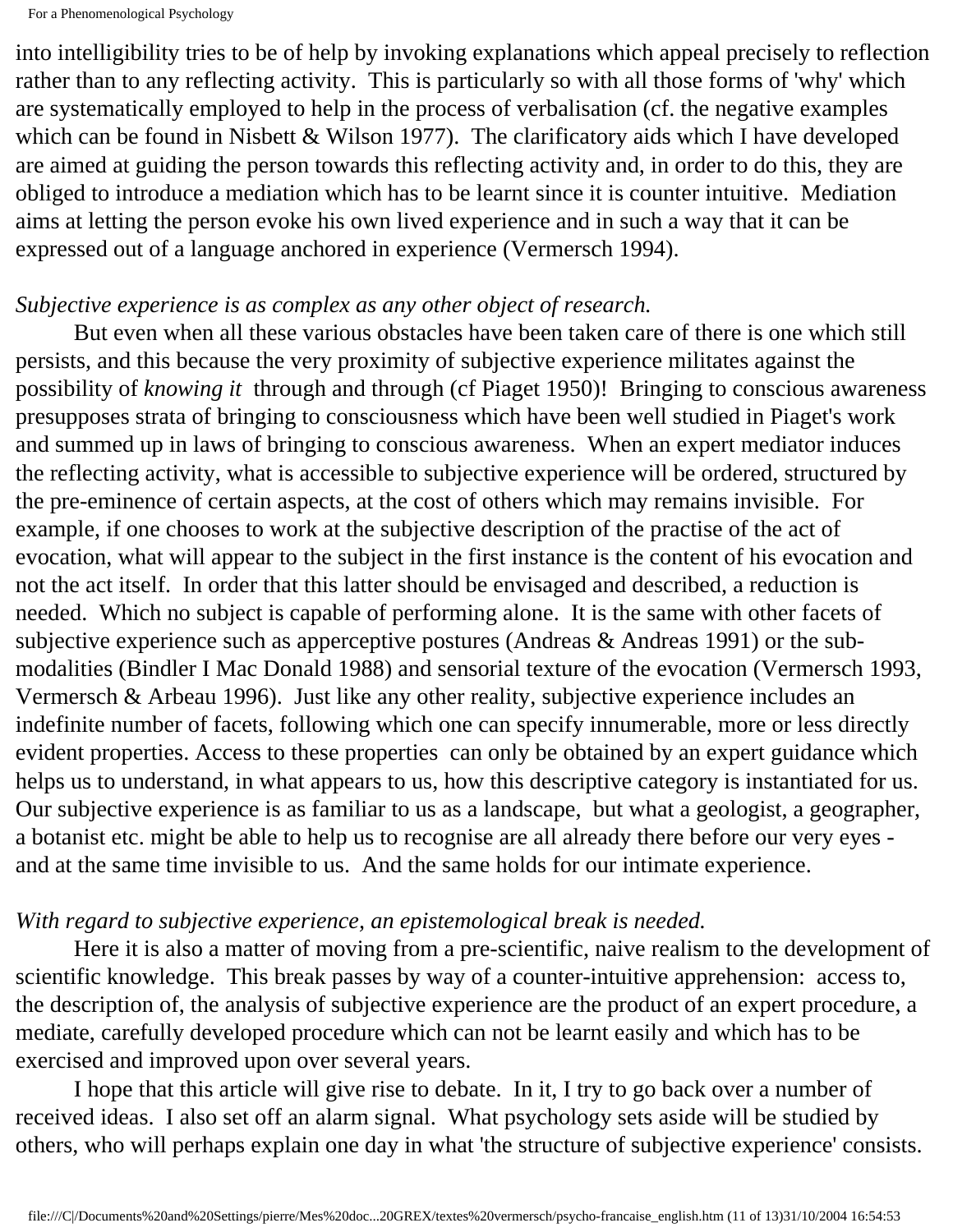into intelligibility tries to be of help by invoking explanations which appeal precisely to reflection rather than to any reflecting activity. This is particularly so with all those forms of 'why' which are systematically employed to help in the process of verbalisation (cf. the negative examples which can be found in Nisbett & Wilson 1977). The clarificatory aids which I have developed are aimed at guiding the person towards this reflecting activity and, in order to do this, they are obliged to introduce a mediation which has to be learnt since it is counter intuitive. Mediation aims at letting the person evoke his own lived experience and in such a way that it can be expressed out of a language anchored in experience (Vermersch 1994).

*Subjective experience is as complex as any other object of research.*

But even when all these various obstacles have been taken care of there is one which still persists, and this because the very proximity of subjective experience militates against the possibility of *knowing it* through and through (cf Piaget 1950)! Bringing to conscious awareness presupposes strata of bringing to consciousness which have been well studied in Piaget's work and summed up in laws of bringing to conscious awareness. When an expert mediator induces the reflecting activity, what is accessible to subjective experience will be ordered, structured by the pre-eminence of certain aspects, at the cost of others which may remains invisible. For example, if one chooses to work at the subjective description of the practise of the act of evocation, what will appear to the subject in the first instance is the content of his evocation and not the act itself. In order that this latter should be envisaged and described, a reduction is needed. Which no subject is capable of performing alone. It is the same with other facets of subjective experience such as apperceptive postures (Andreas & Andreas 1991) or the sub-modalities (Bindler I Mac Donald 1988) and sensorial texture of the evocation (Vermersch 1993, Vermersch & Arbeau 1996). Just like any other reality, subjective experience includes an indefinite number of facets, following which one can specify innumerable, more or less directly evident properties. Access to these properties can only be obtained by an expert guidance which helps us to understand, in what appears to us, how this descriptive category is instantiated for us. Our subjective experience is as familiar to us as a landscape, but what a geologist, a geographer, a botanist etc. might be able to help us to recognise are all already there before our very eyes - and at the same time invisible to us. And the same holds for our intimate experience.

*With regard to subjective experience, an epistemological break is needed.*

Here it is also a matter of moving from a pre-scientific, naive realism to the development of scientific knowledge. This break passes by way of a counter-intuitive apprehension: access to, the description of, the analysis of subjective experience are the product of an expert procedure, a mediate, carefully developed procedure which can not be learnt easily and which has to be exercised and improved upon over several years.

I hope that this article will give rise to debate. In it, I try to go back over a number of received ideas. I also set off an alarm signal. What psychology sets aside will be studied by others, who will perhaps explain one day in what 'the structure of subjective experience' consists.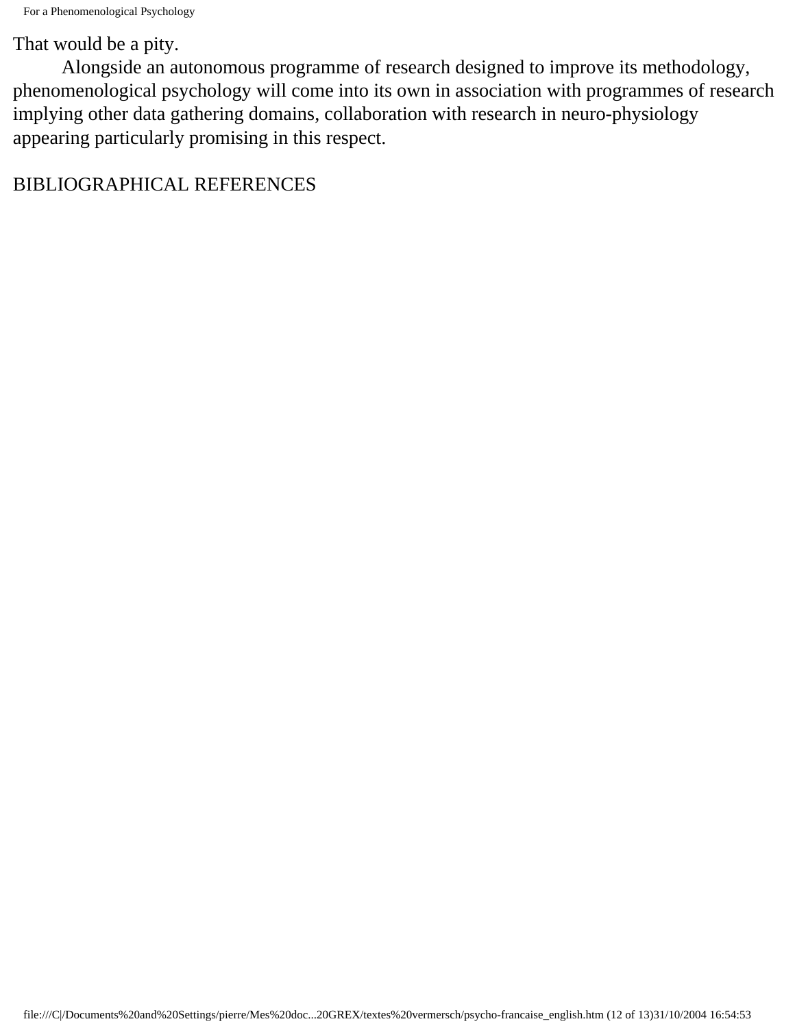That would be a pity.

Alongside an autonomous programme of research designed to improve its methodology, phenomenological psychology will come into its own in association with programmes of research implying other data gathering domains, collaboration with research in neuro-physiology appearing particularly promising in this respect.

## BIBLIOGRAPHICAL REFERENCES